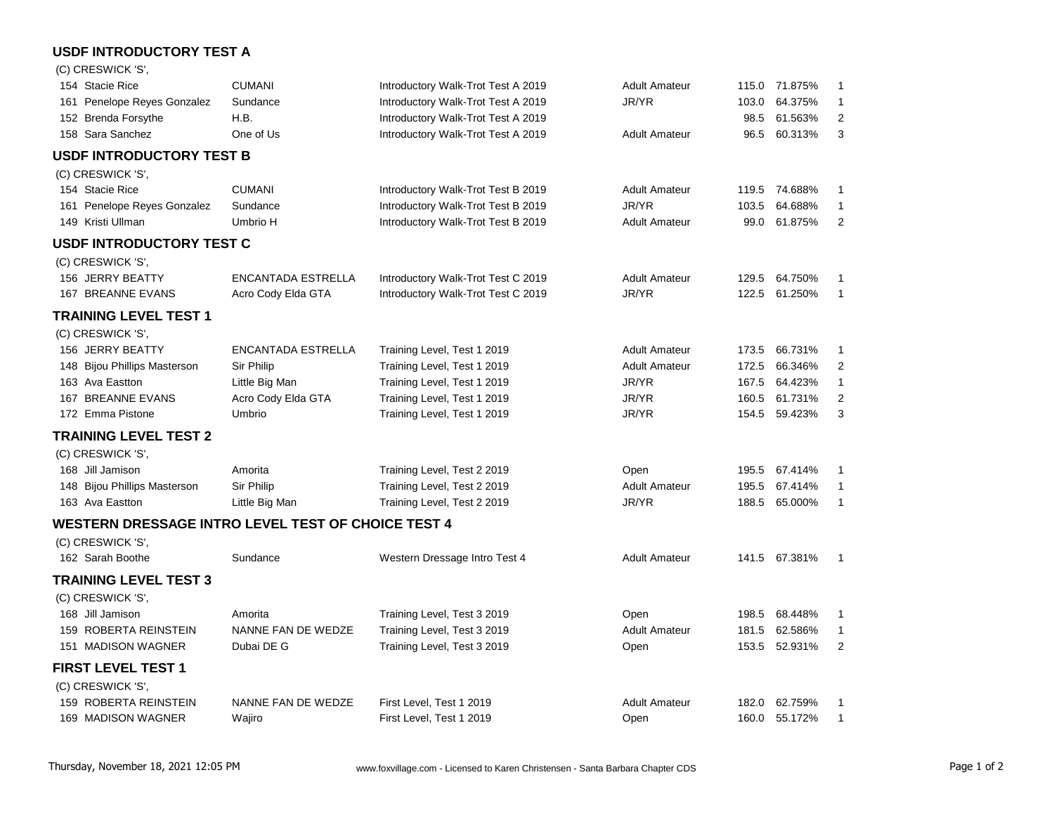## USDF INTRODUCTORY TEST A

(C) CRESWICK 'S',

| No. | Rider | Horse | Test | Division | Score | Percent | Place |
|---|---|---|---|---|---|---|---|
| 154 | Stacie Rice | CUMANI | Introductory Walk-Trot Test A 2019 | Adult Amateur | 115.0 | 71.875% | 1 |
| 161 | Penelope Reyes Gonzalez | Sundance | Introductory Walk-Trot Test A 2019 | JR/YR | 103.0 | 64.375% | 1 |
| 152 | Brenda Forsythe | H.B. | Introductory Walk-Trot Test A 2019 | | 98.5 | 61.563% | 2 |
| 158 | Sara Sanchez | One of Us | Introductory Walk-Trot Test A 2019 | Adult Amateur | 96.5 | 60.313% | 3 |

## USDF INTRODUCTORY TEST B

(C) CRESWICK 'S',

| No. | Rider | Horse | Test | Division | Score | Percent | Place |
|---|---|---|---|---|---|---|---|
| 154 | Stacie Rice | CUMANI | Introductory Walk-Trot Test B 2019 | Adult Amateur | 119.5 | 74.688% | 1 |
| 161 | Penelope Reyes Gonzalez | Sundance | Introductory Walk-Trot Test B 2019 | JR/YR | 103.5 | 64.688% | 1 |
| 149 | Kristi Ullman | Umbrio H | Introductory Walk-Trot Test B 2019 | Adult Amateur | 99.0 | 61.875% | 2 |

## USDF INTRODUCTORY TEST C

(C) CRESWICK 'S',

| No. | Rider | Horse | Test | Division | Score | Percent | Place |
|---|---|---|---|---|---|---|---|
| 156 | JERRY BEATTY | ENCANTADA ESTRELLA | Introductory Walk-Trot Test C 2019 | Adult Amateur | 129.5 | 64.750% | 1 |
| 167 | BREANNE EVANS | Acro Cody Elda GTA | Introductory Walk-Trot Test C 2019 | JR/YR | 122.5 | 61.250% | 1 |

## TRAINING LEVEL TEST 1

(C) CRESWICK 'S',

| No. | Rider | Horse | Test | Division | Score | Percent | Place |
|---|---|---|---|---|---|---|---|
| 156 | JERRY BEATTY | ENCANTADA ESTRELLA | Training Level, Test 1 2019 | Adult Amateur | 173.5 | 66.731% | 1 |
| 148 | Bijou Phillips Masterson | Sir Philip | Training Level, Test 1 2019 | Adult Amateur | 172.5 | 66.346% | 2 |
| 163 | Ava Eastton | Little Big Man | Training Level, Test 1 2019 | JR/YR | 167.5 | 64.423% | 1 |
| 167 | BREANNE EVANS | Acro Cody Elda GTA | Training Level, Test 1 2019 | JR/YR | 160.5 | 61.731% | 2 |
| 172 | Emma Pistone | Umbrio | Training Level, Test 1 2019 | JR/YR | 154.5 | 59.423% | 3 |

## TRAINING LEVEL TEST 2

(C) CRESWICK 'S',

| No. | Rider | Horse | Test | Division | Score | Percent | Place |
|---|---|---|---|---|---|---|---|
| 168 | Jill Jamison | Amorita | Training Level, Test 2 2019 | Open | 195.5 | 67.414% | 1 |
| 148 | Bijou Phillips Masterson | Sir Philip | Training Level, Test 2 2019 | Adult Amateur | 195.5 | 67.414% | 1 |
| 163 | Ava Eastton | Little Big Man | Training Level, Test 2 2019 | JR/YR | 188.5 | 65.000% | 1 |

## WESTERN DRESSAGE INTRO LEVEL TEST OF CHOICE TEST 4

(C) CRESWICK 'S',

| No. | Rider | Horse | Test | Division | Score | Percent | Place |
|---|---|---|---|---|---|---|---|
| 162 | Sarah Boothe | Sundance | Western Dressage Intro Test 4 | Adult Amateur | 141.5 | 67.381% | 1 |

## TRAINING LEVEL TEST 3

(C) CRESWICK 'S',

| No. | Rider | Horse | Test | Division | Score | Percent | Place |
|---|---|---|---|---|---|---|---|
| 168 | Jill Jamison | Amorita | Training Level, Test 3 2019 | Open | 198.5 | 68.448% | 1 |
| 159 | ROBERTA REINSTEIN | NANNE FAN DE WEDZE | Training Level, Test 3 2019 | Adult Amateur | 181.5 | 62.586% | 1 |
| 151 | MADISON WAGNER | Dubai DE G | Training Level, Test 3 2019 | Open | 153.5 | 52.931% | 2 |

## FIRST LEVEL TEST 1

(C) CRESWICK 'S',

| No. | Rider | Horse | Test | Division | Score | Percent | Place |
|---|---|---|---|---|---|---|---|
| 159 | ROBERTA REINSTEIN | NANNE FAN DE WEDZE | First Level, Test 1 2019 | Adult Amateur | 182.0 | 62.759% | 1 |
| 169 | MADISON WAGNER | Wajiro | First Level, Test 1 2019 | Open | 160.0 | 55.172% | 1 |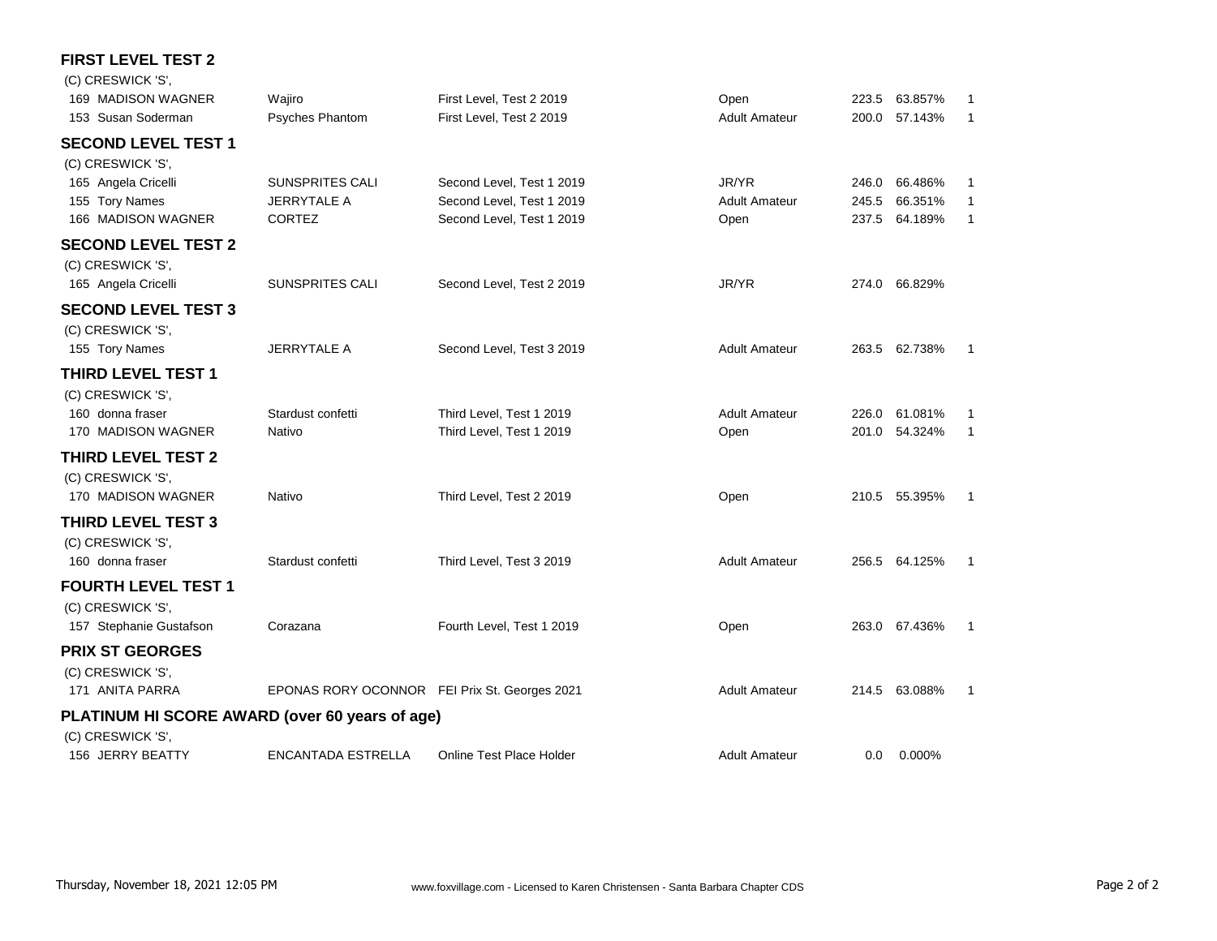## FIRST LEVEL TEST 2

(C) CRESWICK 'S',

| | | | | | | |
|---|---|---|---|---|---|---|
| 169 MADISON WAGNER | Wajiro | First Level, Test 2 2019 | Open | 223.5 | 63.857% | 1 |
| 153 Susan Soderman | Psyches Phantom | First Level, Test 2 2019 | Adult Amateur | 200.0 | 57.143% | 1 |

## SECOND LEVEL TEST 1

(C) CRESWICK 'S',

| | | | | | | |
|---|---|---|---|---|---|---|
| 165 Angela Cricelli | SUNSPRITES CALI | Second Level, Test 1 2019 | JR/YR | 246.0 | 66.486% | 1 |
| 155 Tory Names | JERRYTALE A | Second Level, Test 1 2019 | Adult Amateur | 245.5 | 66.351% | 1 |
| 166 MADISON WAGNER | CORTEZ | Second Level, Test 1 2019 | Open | 237.5 | 64.189% | 1 |

## SECOND LEVEL TEST 2

(C) CRESWICK 'S',

| | | | | | | |
|---|---|---|---|---|---|---|
| 165 Angela Cricelli | SUNSPRITES CALI | Second Level, Test 2 2019 | JR/YR | 274.0 | 66.829% | |

## SECOND LEVEL TEST 3

(C) CRESWICK 'S',

| | | | | | | |
|---|---|---|---|---|---|---|
| 155 Tory Names | JERRYTALE A | Second Level, Test 3 2019 | Adult Amateur | 263.5 | 62.738% | 1 |

## THIRD LEVEL TEST 1

(C) CRESWICK 'S',

| | | | | | | |
|---|---|---|---|---|---|---|
| 160 donna fraser | Stardust confetti | Third Level, Test 1 2019 | Adult Amateur | 226.0 | 61.081% | 1 |
| 170 MADISON WAGNER | Nativo | Third Level, Test 1 2019 | Open | 201.0 | 54.324% | 1 |

## THIRD LEVEL TEST 2

(C) CRESWICK 'S',

| | | | | | | |
|---|---|---|---|---|---|---|
| 170 MADISON WAGNER | Nativo | Third Level, Test 2 2019 | Open | 210.5 | 55.395% | 1 |

## THIRD LEVEL TEST 3

(C) CRESWICK 'S',

| | | | | | | |
|---|---|---|---|---|---|---|
| 160 donna fraser | Stardust confetti | Third Level, Test 3 2019 | Adult Amateur | 256.5 | 64.125% | 1 |

## FOURTH LEVEL TEST 1

(C) CRESWICK 'S',

| | | | | | | |
|---|---|---|---|---|---|---|
| 157 Stephanie Gustafson | Corazana | Fourth Level, Test 1 2019 | Open | 263.0 | 67.436% | 1 |

## PRIX ST GEORGES

(C) CRESWICK 'S',

| | | | | | | |
|---|---|---|---|---|---|---|
| 171 ANITA PARRA | EPONAS RORY OCONNOR | FEI Prix St. Georges 2021 | Adult Amateur | 214.5 | 63.088% | 1 |

## PLATINUM HI SCORE AWARD (over 60 years of age)

(C) CRESWICK 'S',

| | | | | | | |
|---|---|---|---|---|---|---|
| 156 JERRY BEATTY | ENCANTADA ESTRELLA | Online Test Place Holder | Adult Amateur | 0.0 | 0.000% | |